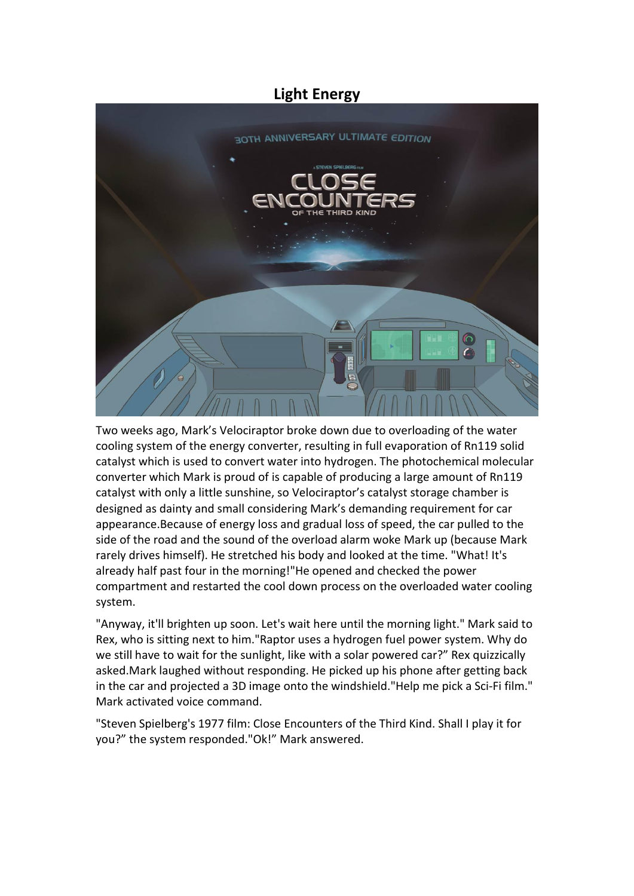# Light Energy

Two weeks ago, Mark's Velociraptor broke down due to overloading of the water cooling system of the energy converter, resulting in full evaporation of Rn119 solid catalyst which is used to convert water into hydrogen. The photochemical molecular converter which Mark is proud of is capable of producing a large amount of Rn119 catalyst with only a little sunshine, so Velociraptor's catalyst storage chamber is designed as dainty and small considering Mark's demanding requirement for car appearance.Because of energy loss and gradual loss of speed, the car pulled to the side of the road and the sound of the overload alarm woke Mark up (because Mark rarely drives himself). He stretched his body and looked at the time. "What! It's already half past four in the morning!"He opened and checked the power compartment and restarted the cool down process on the overloaded water cooling system.

"Anyway, it'll brighten up soon. Let's wait here until the morning light." Mark said to Rex, who is sitting next to him."Raptor uses a hydrogen fuel power system. Why do we still have to wait for the sunlight, like with a solar powered car?" Rex quizzically asked.Mark laughed without responding. He picked up his phone after getting back in the car and projected a 3D image onto the windshield."Help me pick a Sci-Fi film." Mark activated voice command.

"Steven Spielberg's 1977 film: Close Encounters of the Third Kind. Shall I play it for you?" the system responded."Ok!" Mark answered.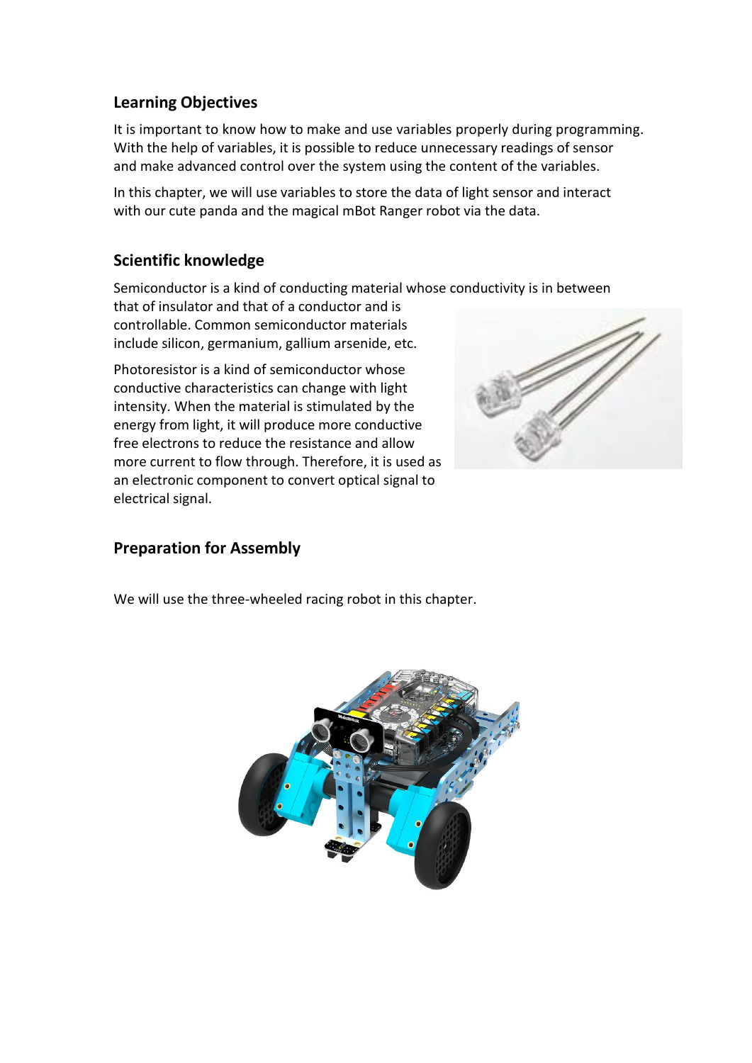## Learning Objectives

It is important to know how to make and use variables properly during programming. With the help of variables, it is possible to reduce unnecessary readings of sensor and make advanced control over the system using the content of the variables.

In this chapter, we will use variables to store the data of light sensor and interact with our cute panda and the magical mBot Ranger robot via the data.

## Scientific knowledge

Semiconductor is a kind of conducting material whose conductivity is in between that of insulator and that of a conductor and is controllable. Common semiconductor materials include silicon, germanium, gallium arsenide, etc.

Photoresistor is a kind of semiconductor whose conductive characteristics can change with light intensity. When the material is stimulated by the energy from light, it will produce more conductive free electrons to reduce the resistance and allow more current to flow through. Therefore, it is used as an electronic component to convert optical signal to electrical signal.

## Preparation for Assembly

We will use the three-wheeled racing robot in this chapter.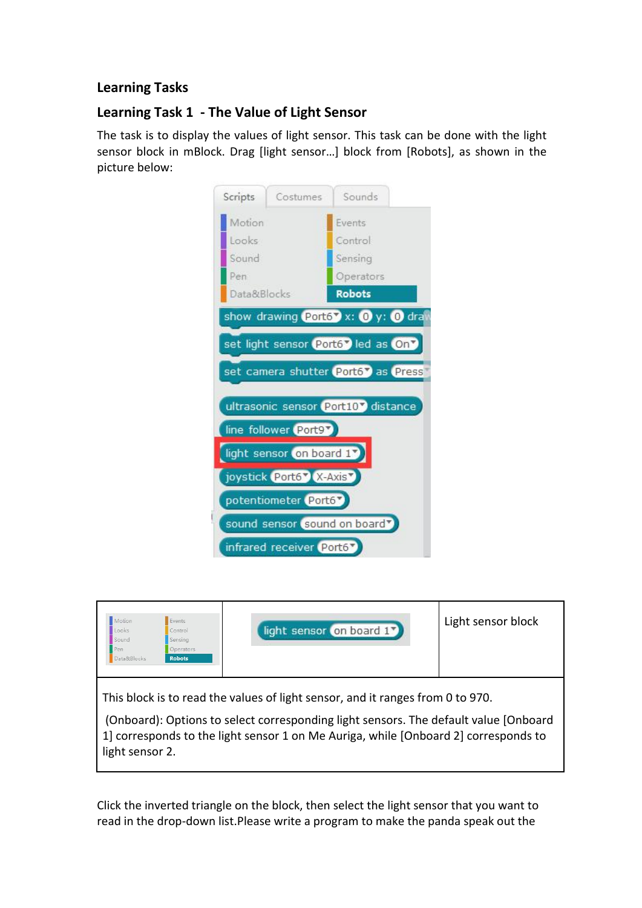## Learning Tasks

### Learning Task 1 - The Value of Light Sensor

The task is to display the values of light sensor. This task can be done with the light sensor block in mBlock. Drag [light sensor...] block from [Robots], as shown in the picture below:

| | light sensor on board 1 | Light sensor block |
|---|---|---|
| This block is to read the values of light sensor, and it ranges from 0 to 970. (Onboard): Options to select corresponding light sensors. The default value [Onboard 1] corresponds to the light sensor 1 on Me Auriga, while [Onboard 2] corresponds to light sensor 2. | | |

Click the inverted triangle on the block, then select the light sensor that you want to read in the drop-down list.Please write a program to make the panda speak out the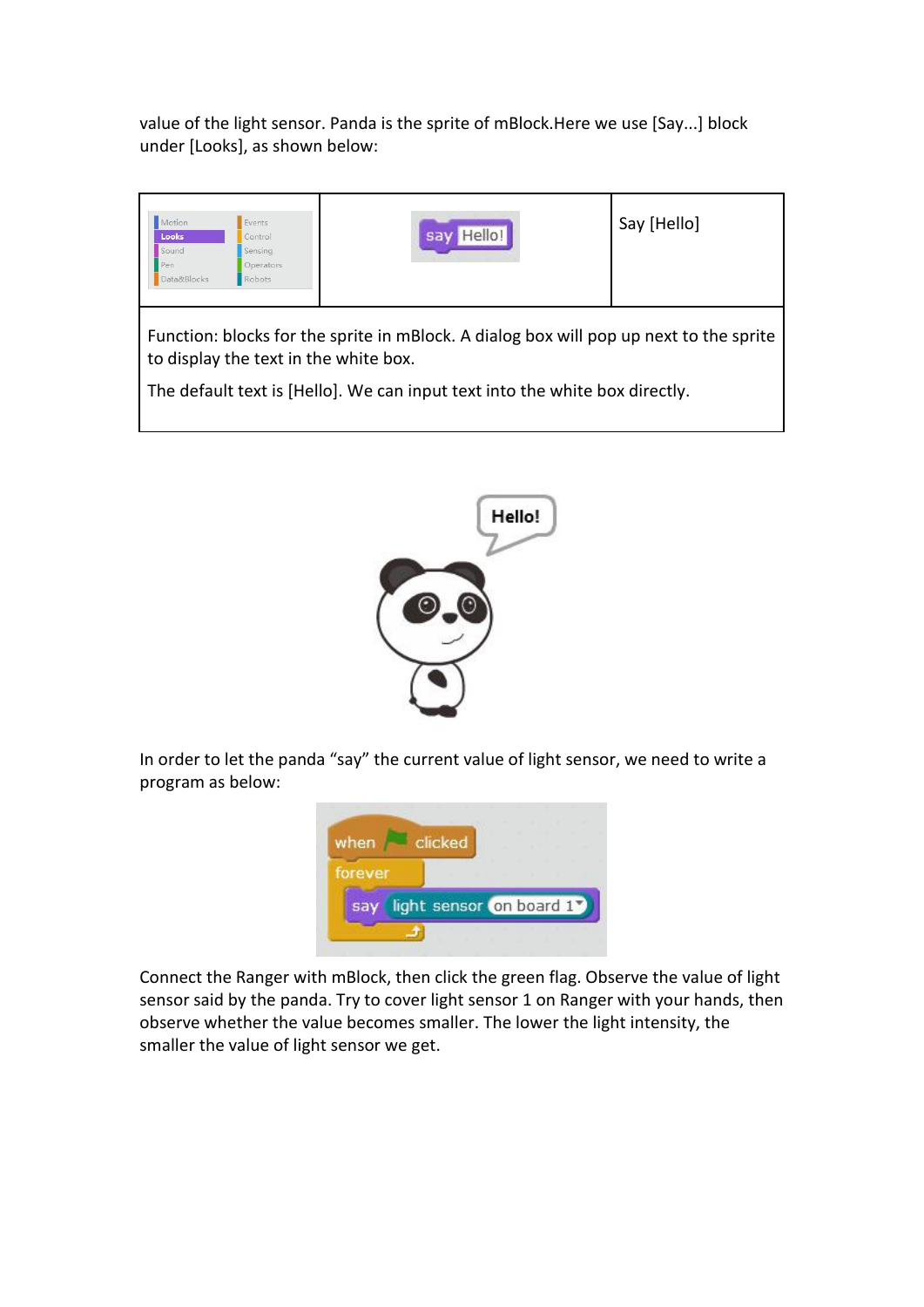value of the light sensor. Panda is the sprite of mBlock.Here we use [Say...] block under [Looks], as shown below:

| | | |
|---|---|---|
| | | Say [Hello] |
| Function: blocks for the sprite in mBlock. A dialog box will pop up next to the sprite to display the text in the white box. The default text is [Hello]. We can input text into the white box directly. | | |

In order to let the panda “say” the current value of light sensor, we need to write a program as below:

Connect the Ranger with mBlock, then click the green flag. Observe the value of light sensor said by the panda. Try to cover light sensor 1 on Ranger with your hands, then observe whether the value becomes smaller. The lower the light intensity, the smaller the value of light sensor we get.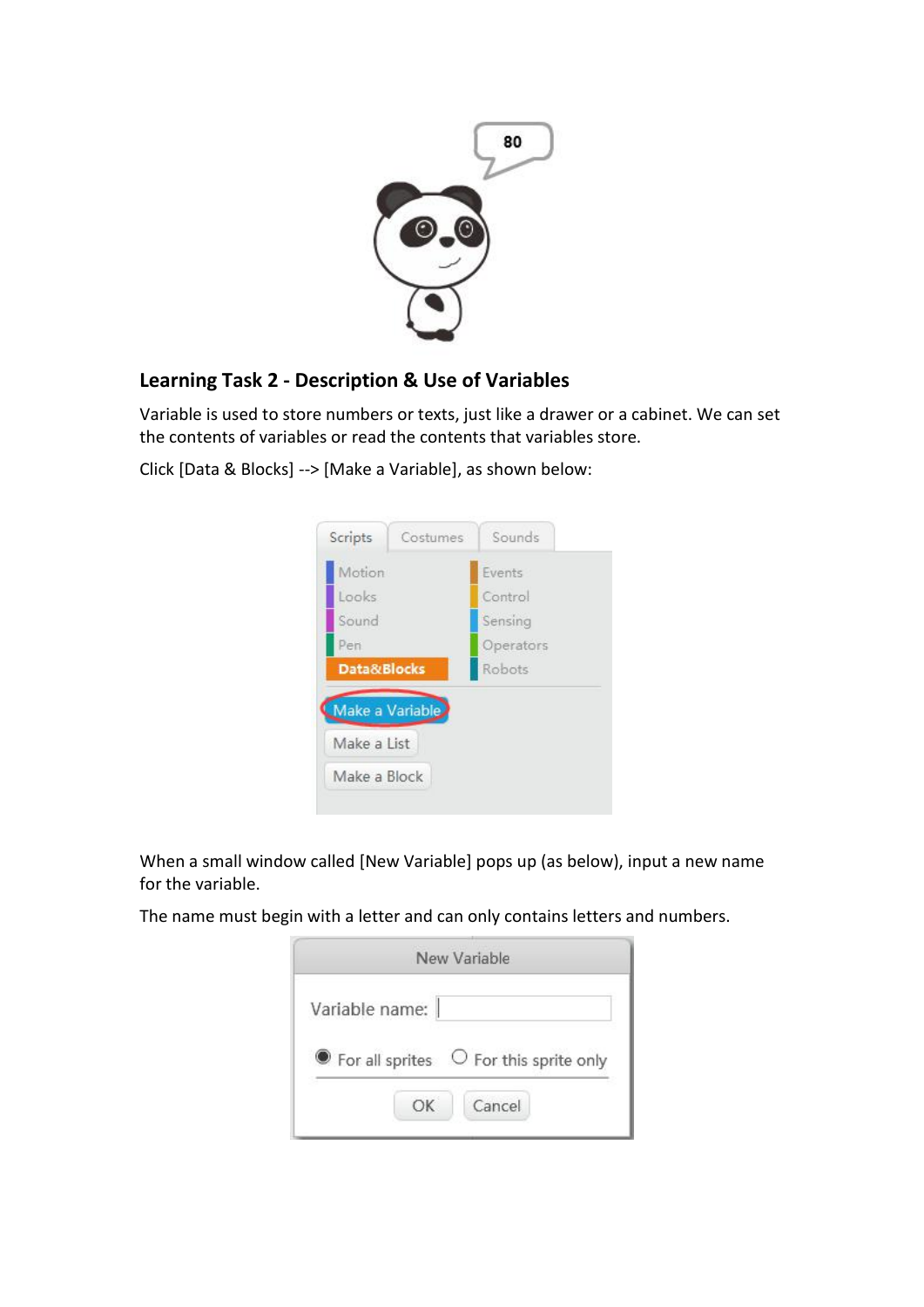## Learning Task 2 - Description & Use of Variables

Variable is used to store numbers or texts, just like a drawer or a cabinet. We can set the contents of variables or read the contents that variables store.

Click [Data & Blocks] --> [Make a Variable], as shown below:

When a small window called [New Variable] pops up (as below), input a new name for the variable.

The name must begin with a letter and can only contains letters and numbers.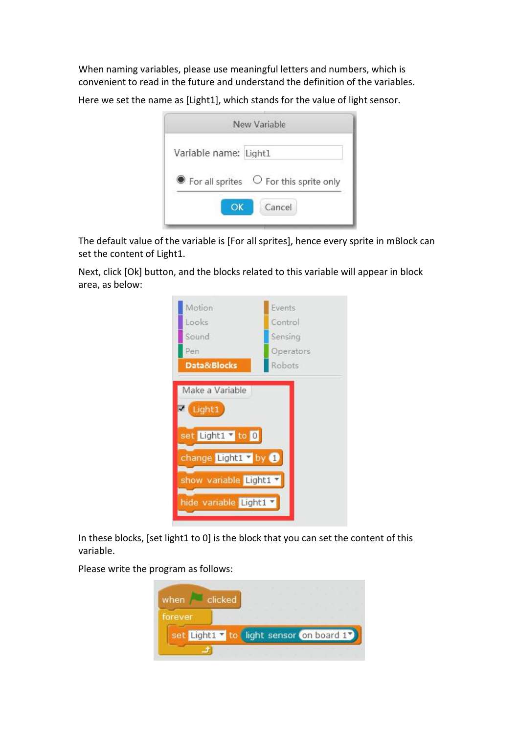When naming variables, please use meaningful letters and numbers, which is convenient to read in the future and understand the definition of the variables.

Here we set the name as [Light1], which stands for the value of light sensor.

The default value of the variable is [For all sprites], hence every sprite in mBlock can set the content of Light1.

Next, click [Ok] button, and the blocks related to this variable will appear in block area, as below:

In these blocks, [set light1 to 0] is the block that you can set the content of this variable.

Please write the program as follows: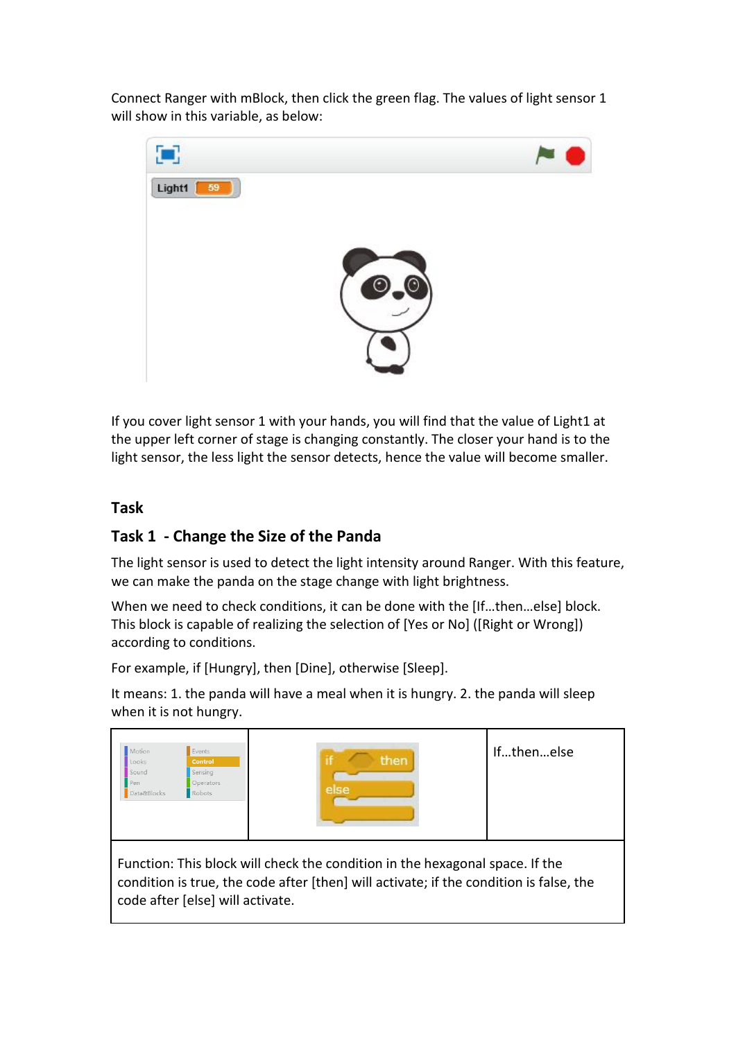Connect Ranger with mBlock, then click the green flag. The values of light sensor 1 will show in this variable, as below:

If you cover light sensor 1 with your hands, you will find that the value of Light1 at the upper left corner of stage is changing constantly. The closer your hand is to the light sensor, the less light the sensor detects, hence the value will become smaller.

## Task

### Task 1 - Change the Size of the Panda

The light sensor is used to detect the light intensity around Ranger. With this feature, we can make the panda on the stage change with light brightness.

When we need to check conditions, it can be done with the [If…then…else] block. This block is capable of realizing the selection of [Yes or No] ([Right or Wrong]) according to conditions.

For example, if [Hungry], then [Dine], otherwise [Sleep].

It means: 1. the panda will have a meal when it is hungry. 2. the panda will sleep when it is not hungry.

| | | If…then…else |
|---|---|---|
| Function: This block will check the condition in the hexagonal space. If the condition is true, the code after [then] will activate; if the condition is false, the code after [else] will activate. | | |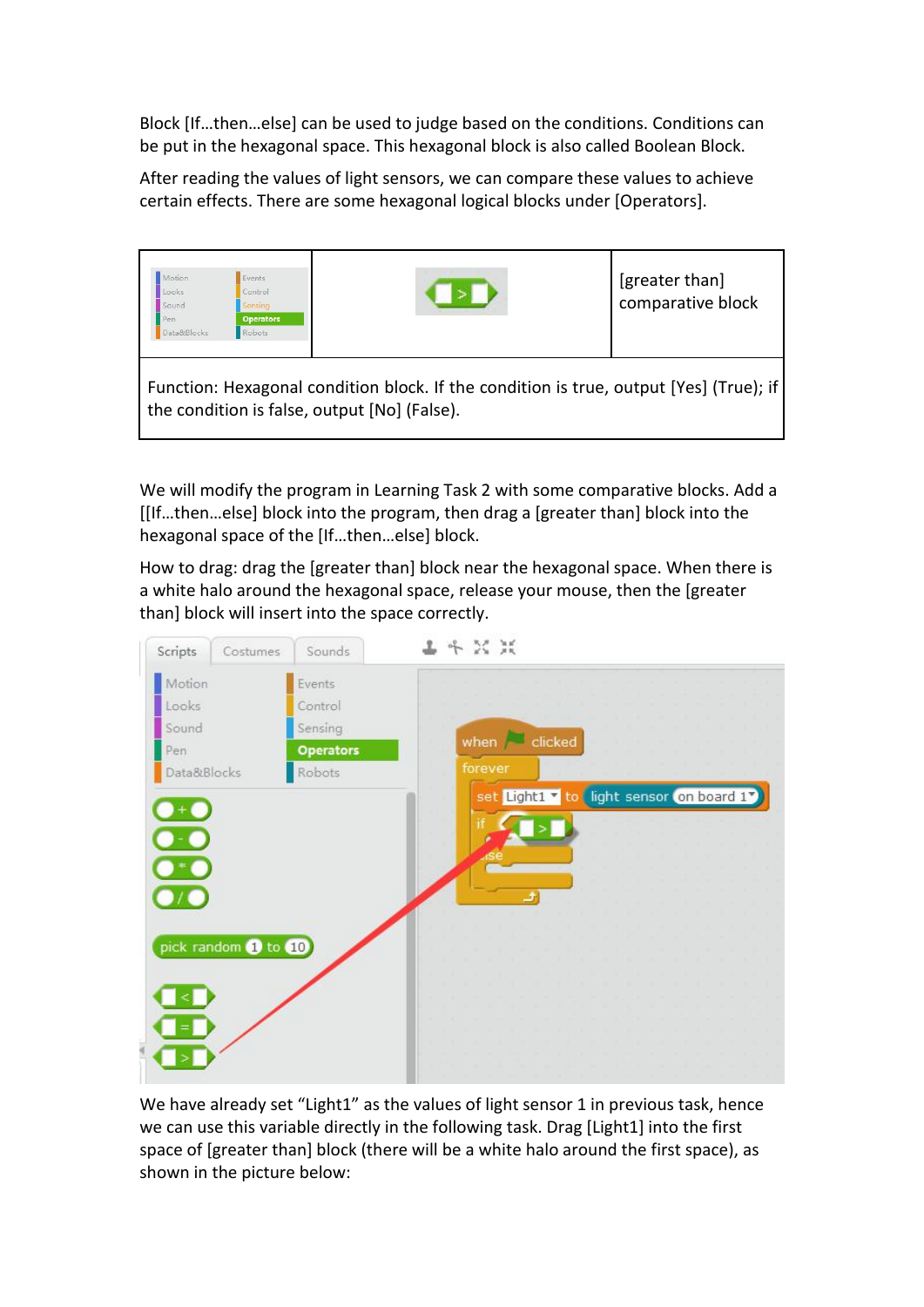Block [If…then…else] can be used to judge based on the conditions. Conditions can be put in the hexagonal space. This hexagonal block is also called Boolean Block.

After reading the values of light sensors, we can compare these values to achieve certain effects. There are some hexagonal logical blocks under [Operators].

| | | |
|---|---|---|
| | | [greater than] comparative block |
| Function: Hexagonal condition block. If the condition is true, output [Yes] (True); if the condition is false, output [No] (False). | | |

We will modify the program in Learning Task 2 with some comparative blocks. Add a [[If…then…else] block into the program, then drag a [greater than] block into the hexagonal space of the [If…then…else] block.

How to drag: drag the [greater than] block near the hexagonal space. When there is a white halo around the hexagonal space, release your mouse, then the [greater than] block will insert into the space correctly.

We have already set "Light1" as the values of light sensor 1 in previous task, hence we can use this variable directly in the following task. Drag [Light1] into the first space of [greater than] block (there will be a white halo around the first space), as shown in the picture below: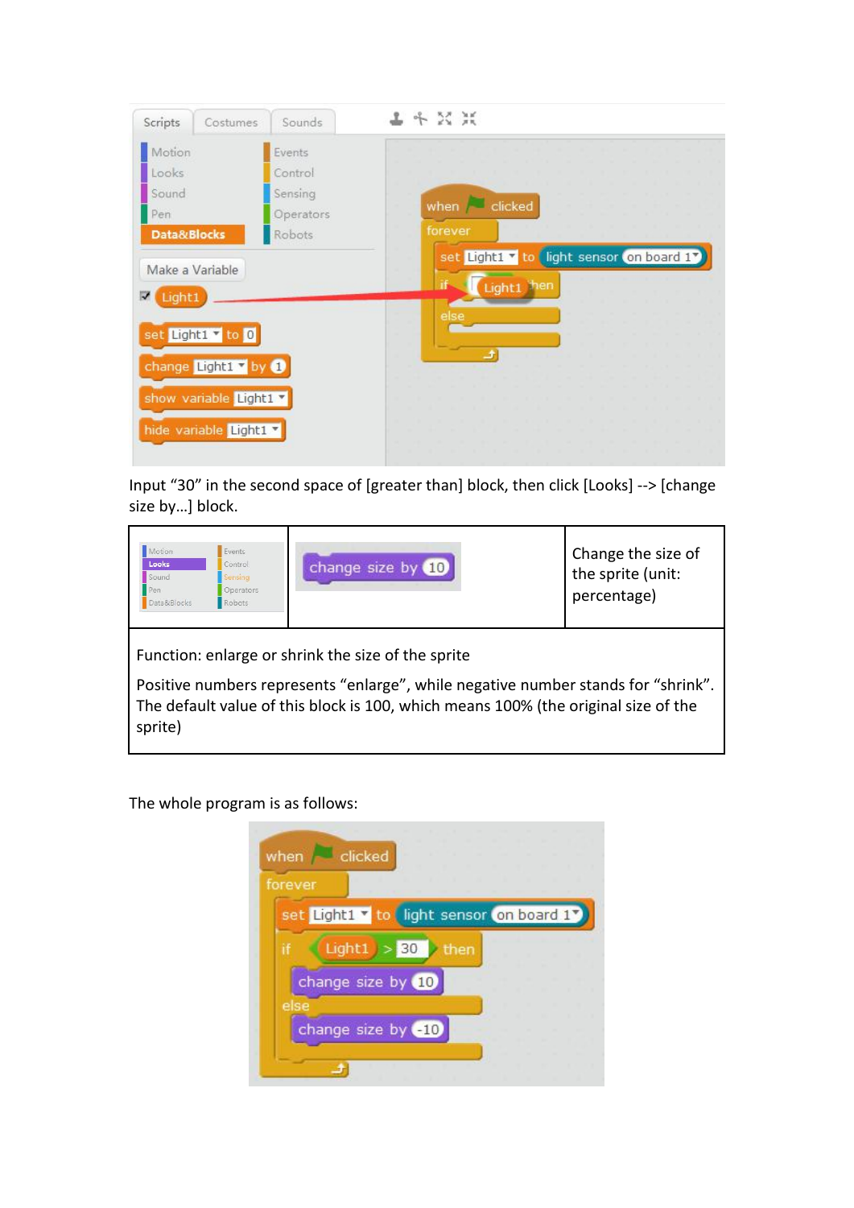Input “30” in the second space of [greater than] block, then click [Looks] --> [change size by…] block.

| | change size by 10 | Change the size of the sprite (unit: percentage) |
|---|---|---|
| Function: enlarge or shrink the size of the sprite<br><br>Positive numbers represents “enlarge”, while negative number stands for “shrink”. The default value of this block is 100, which means 100% (the original size of the sprite) | | |

The whole program is as follows:

```
when [green flag] clicked
forever
    set Light1 to light sensor on board 1
    if Light1 > 30 then
        change size by 10
    else
        change size by -10
```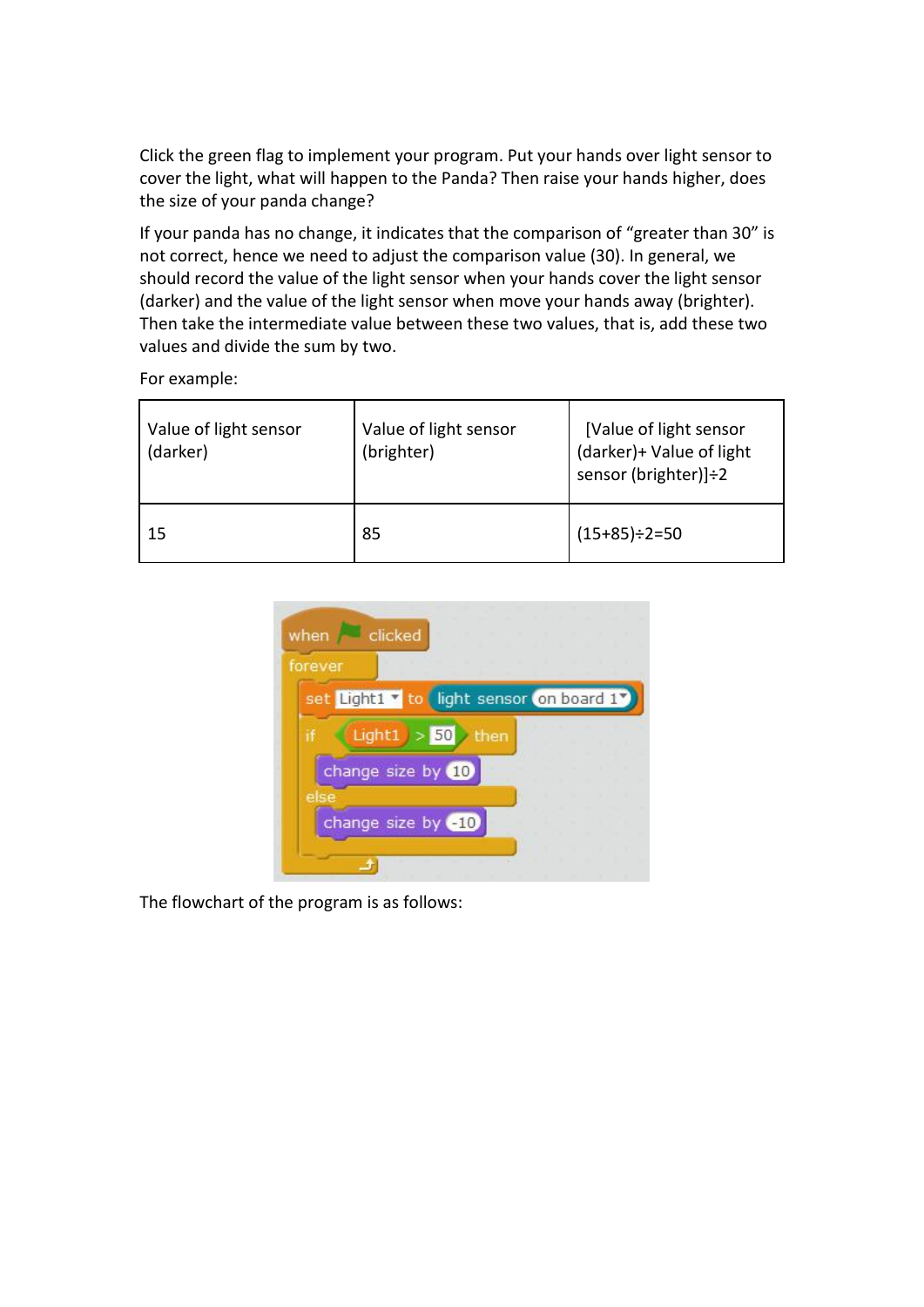Click the green flag to implement your program. Put your hands over light sensor to cover the light, what will happen to the Panda? Then raise your hands higher, does the size of your panda change?

If your panda has no change, it indicates that the comparison of "greater than 30" is not correct, hence we need to adjust the comparison value (30). In general, we should record the value of the light sensor when your hands cover the light sensor (darker) and the value of the light sensor when move your hands away (brighter). Then take the intermediate value between these two values, that is, add these two values and divide the sum by two.

For example:

| Value of light sensor (darker) | Value of light sensor (brighter) | [Value of light sensor (darker)+ Value of light sensor (brighter)]÷2 |
| --- | --- | --- |
| 15 | 85 | (15+85)÷2=50 |

```
when [green flag] clicked
forever
    set Light1 to light sensor on board 1
    if Light1 > 50 then
        change size by 10
    else
        change size by -10
```

The flowchart of the program is as follows: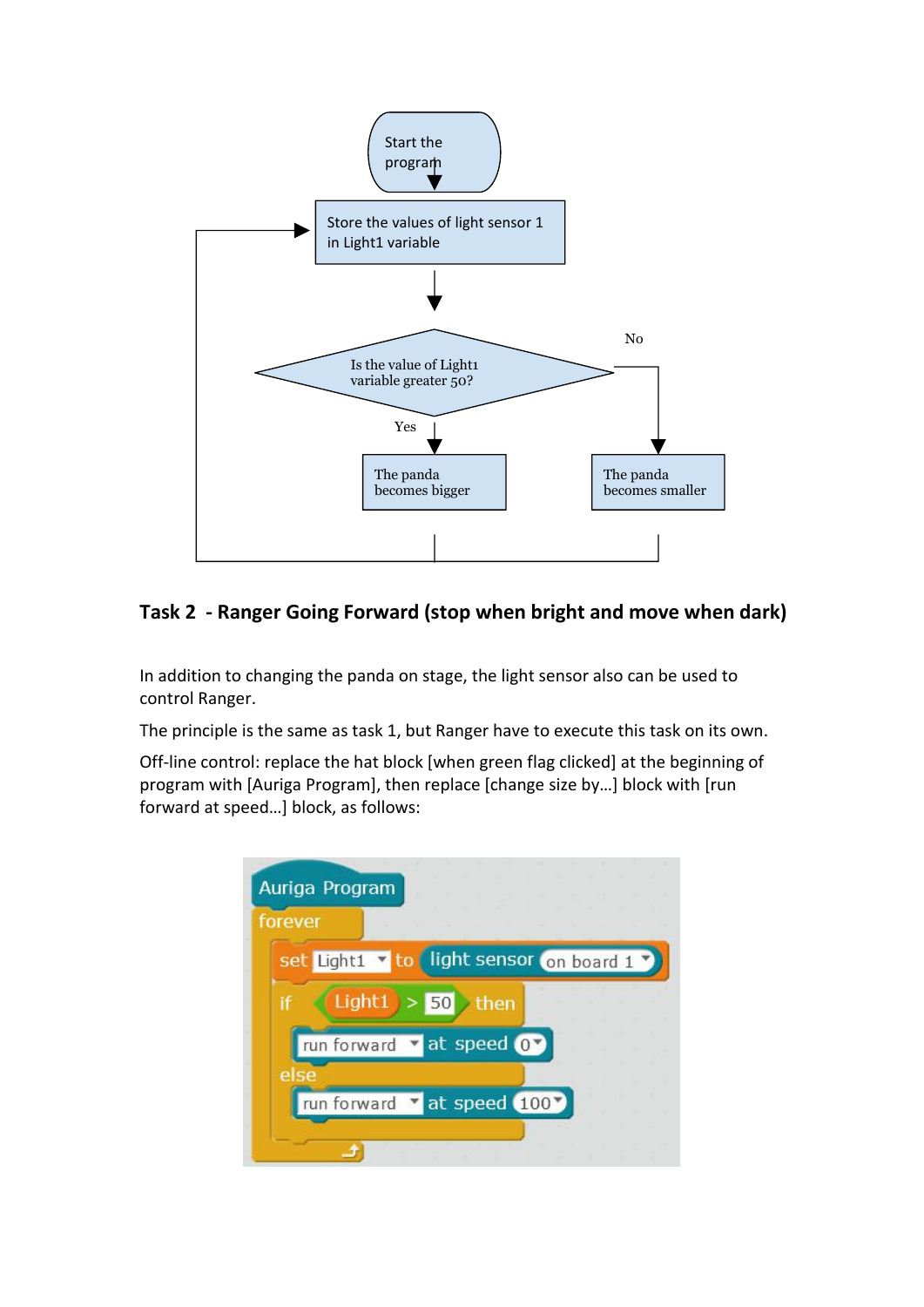Start the program

Store the values of light sensor 1 in Light1 variable

Is the value of Light1 variable greater 50?

Yes — The panda becomes bigger

No — The panda becomes smaller

## Task 2 - Ranger Going Forward (stop when bright and move when dark)

In addition to changing the panda on stage, the light sensor also can be used to control Ranger.

The principle is the same as task 1, but Ranger have to execute this task on its own.

Off-line control: replace the hat block [when green flag clicked] at the beginning of program with [Auriga Program], then replace [change size by…] block with [run forward at speed…] block, as follows:

```
Auriga Program
forever
    set Light1 to light sensor on board 1
    if Light1 > 50 then
        run forward at speed 0
    else
        run forward at speed 100
```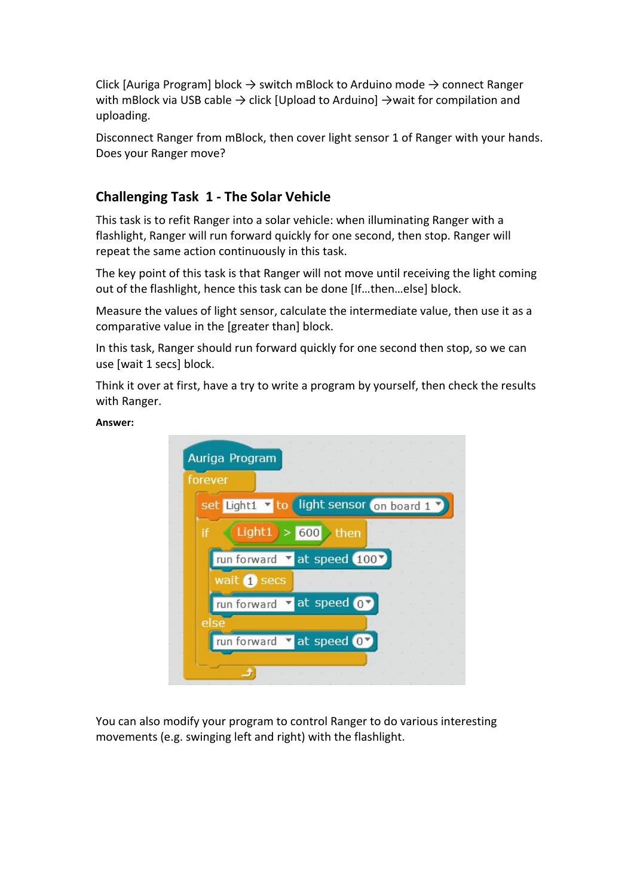Click [Auriga Program] block → switch mBlock to Arduino mode → connect Ranger with mBlock via USB cable → click [Upload to Arduino] →wait for compilation and uploading.

Disconnect Ranger from mBlock, then cover light sensor 1 of Ranger with your hands. Does your Ranger move?

## Challenging Task 1 - The Solar Vehicle

This task is to refit Ranger into a solar vehicle: when illuminating Ranger with a flashlight, Ranger will run forward quickly for one second, then stop. Ranger will repeat the same action continuously in this task.

The key point of this task is that Ranger will not move until receiving the light coming out of the flashlight, hence this task can be done [If…then…else] block.

Measure the values of light sensor, calculate the intermediate value, then use it as a comparative value in the [greater than] block.

In this task, Ranger should run forward quickly for one second then stop, so we can use [wait 1 secs] block.

Think it over at first, have a try to write a program by yourself, then check the results with Ranger.

**Answer:**

```
Auriga Program
forever
    set Light1 to light sensor on board 1
    if Light1 > 600 then
        run forward at speed 100
        wait 1 secs
        run forward at speed 0
    else
        run forward at speed 0
```

You can also modify your program to control Ranger to do various interesting movements (e.g. swinging left and right) with the flashlight.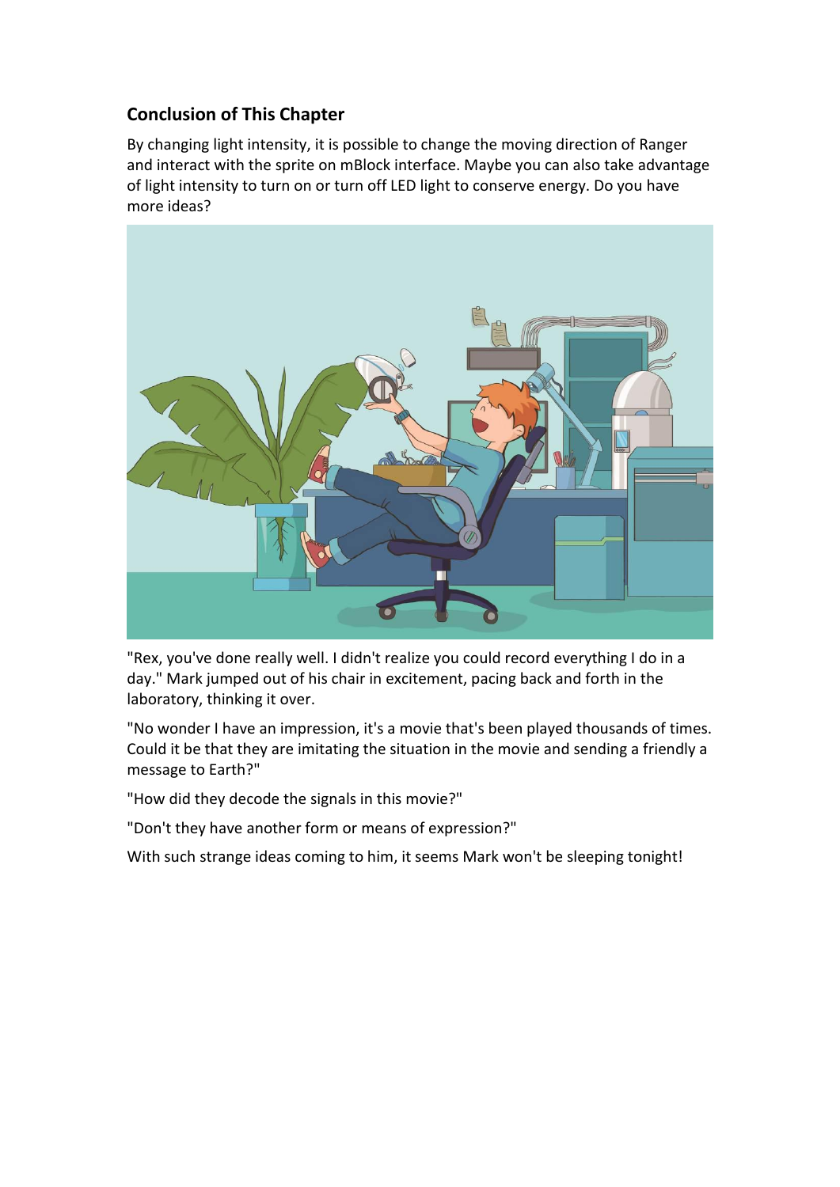## Conclusion of This Chapter

By changing light intensity, it is possible to change the moving direction of Ranger and interact with the sprite on mBlock interface. Maybe you can also take advantage of light intensity to turn on or turn off LED light to conserve energy. Do you have more ideas?

"Rex, you've done really well. I didn't realize you could record everything I do in a day." Mark jumped out of his chair in excitement, pacing back and forth in the laboratory, thinking it over.

"No wonder I have an impression, it's a movie that's been played thousands of times. Could it be that they are imitating the situation in the movie and sending a friendly a message to Earth?"

"How did they decode the signals in this movie?"

"Don't they have another form or means of expression?"

With such strange ideas coming to him, it seems Mark won't be sleeping tonight!